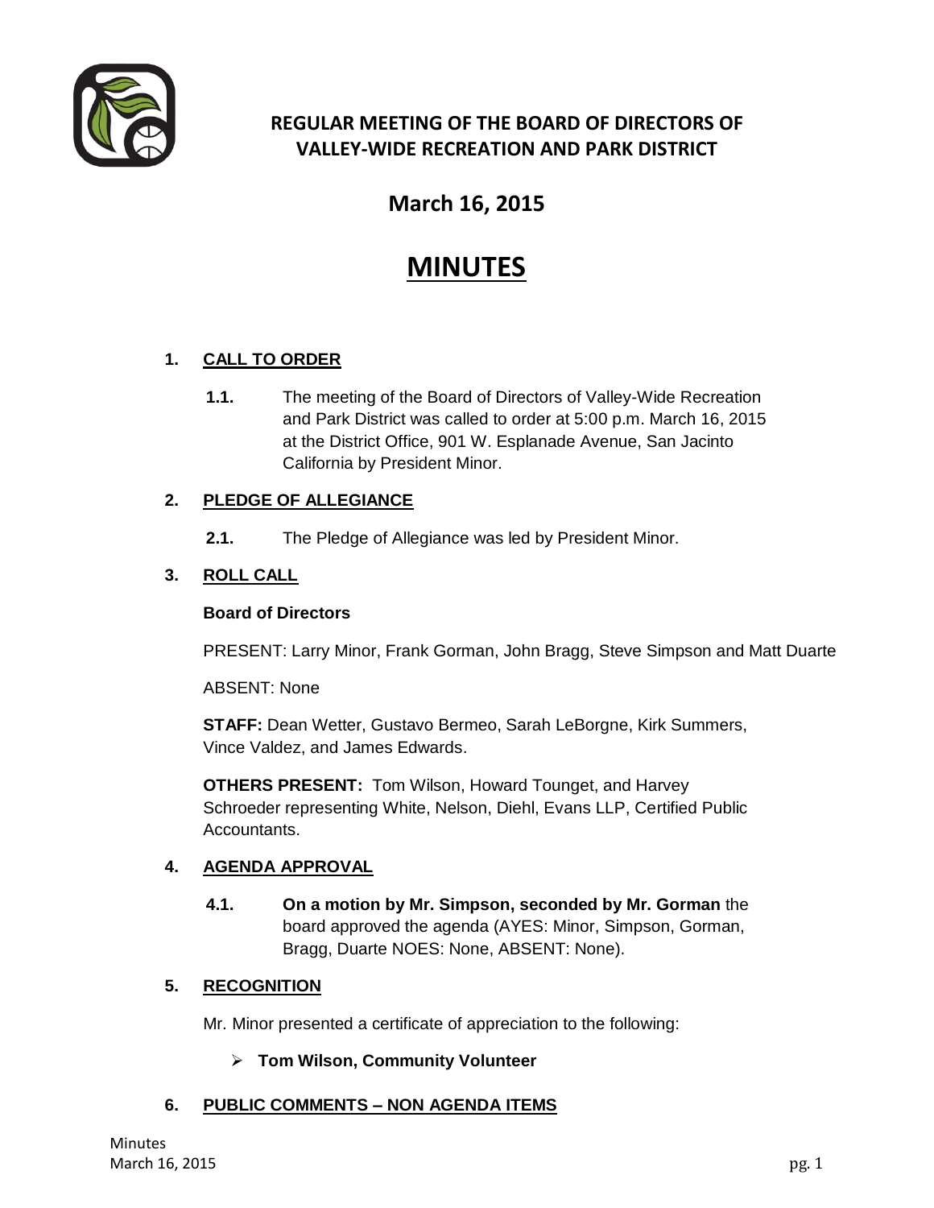# REGULAR MEETING OF THE BOARD OF DIRECTORS OF VALLEY-WIDE RECREATION AND PARK DISTRICT

## March 16, 2015

# MINUTES

**1. CALL TO ORDER**

**1.1.** The meeting of the Board of Directors of Valley-Wide Recreation and Park District was called to order at 5:00 p.m. March 16, 2015 at the District Office, 901 W. Esplanade Avenue, San Jacinto California by President Minor.

**2. PLEDGE OF ALLEGIANCE**

**2.1.** The Pledge of Allegiance was led by President Minor.

**3. ROLL CALL**

**Board of Directors**

PRESENT: Larry Minor, Frank Gorman, John Bragg, Steve Simpson and Matt Duarte

ABSENT: None

**STAFF:** Dean Wetter, Gustavo Bermeo, Sarah LeBorgne, Kirk Summers, Vince Valdez, and James Edwards.

**OTHERS PRESENT:** Tom Wilson, Howard Tounget, and Harvey Schroeder representing White, Nelson, Diehl, Evans LLP, Certified Public Accountants.

**4. AGENDA APPROVAL**

**4.1.** **On a motion by Mr. Simpson, seconded by Mr. Gorman** the board approved the agenda (AYES: Minor, Simpson, Gorman, Bragg, Duarte NOES: None, ABSENT: None).

**5. RECOGNITION**

Mr. Minor presented a certificate of appreciation to the following:

- **Tom Wilson, Community Volunteer**

**6. PUBLIC COMMENTS – NON AGENDA ITEMS**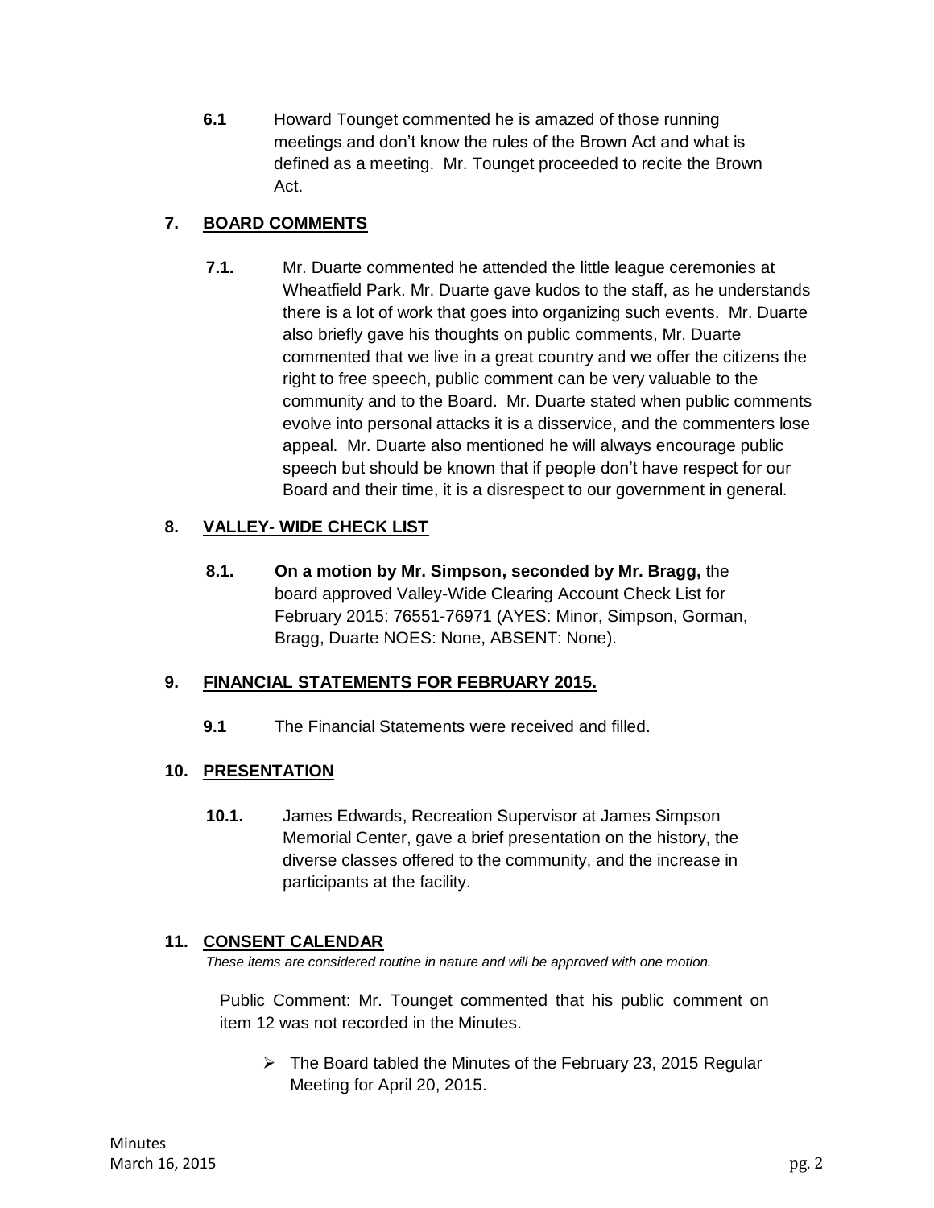**6.1** Howard Tounget commented he is amazed of those running meetings and don't know the rules of the Brown Act and what is defined as a meeting. Mr. Tounget proceeded to recite the Brown Act.

## 7. BOARD COMMENTS

**7.1.** Mr. Duarte commented he attended the little league ceremonies at Wheatfield Park. Mr. Duarte gave kudos to the staff, as he understands there is a lot of work that goes into organizing such events. Mr. Duarte also briefly gave his thoughts on public comments, Mr. Duarte commented that we live in a great country and we offer the citizens the right to free speech, public comment can be very valuable to the community and to the Board. Mr. Duarte stated when public comments evolve into personal attacks it is a disservice, and the commenters lose appeal. Mr. Duarte also mentioned he will always encourage public speech but should be known that if people don't have respect for our Board and their time, it is a disrespect to our government in general.

## 8. VALLEY- WIDE CHECK LIST

**8.1.** **On a motion by Mr. Simpson, seconded by Mr. Bragg,** the board approved Valley-Wide Clearing Account Check List for February 2015: 76551-76971 (AYES: Minor, Simpson, Gorman, Bragg, Duarte NOES: None, ABSENT: None).

## 9. FINANCIAL STATEMENTS FOR FEBRUARY 2015.

**9.1** The Financial Statements were received and filled.

## 10. PRESENTATION

**10.1.** James Edwards, Recreation Supervisor at James Simpson Memorial Center, gave a brief presentation on the history, the diverse classes offered to the community, and the increase in participants at the facility.

## 11. CONSENT CALENDAR

*These items are considered routine in nature and will be approved with one motion.*

Public Comment: Mr. Tounget commented that his public comment on item 12 was not recorded in the Minutes.

- The Board tabled the Minutes of the February 23, 2015 Regular Meeting for April 20, 2015.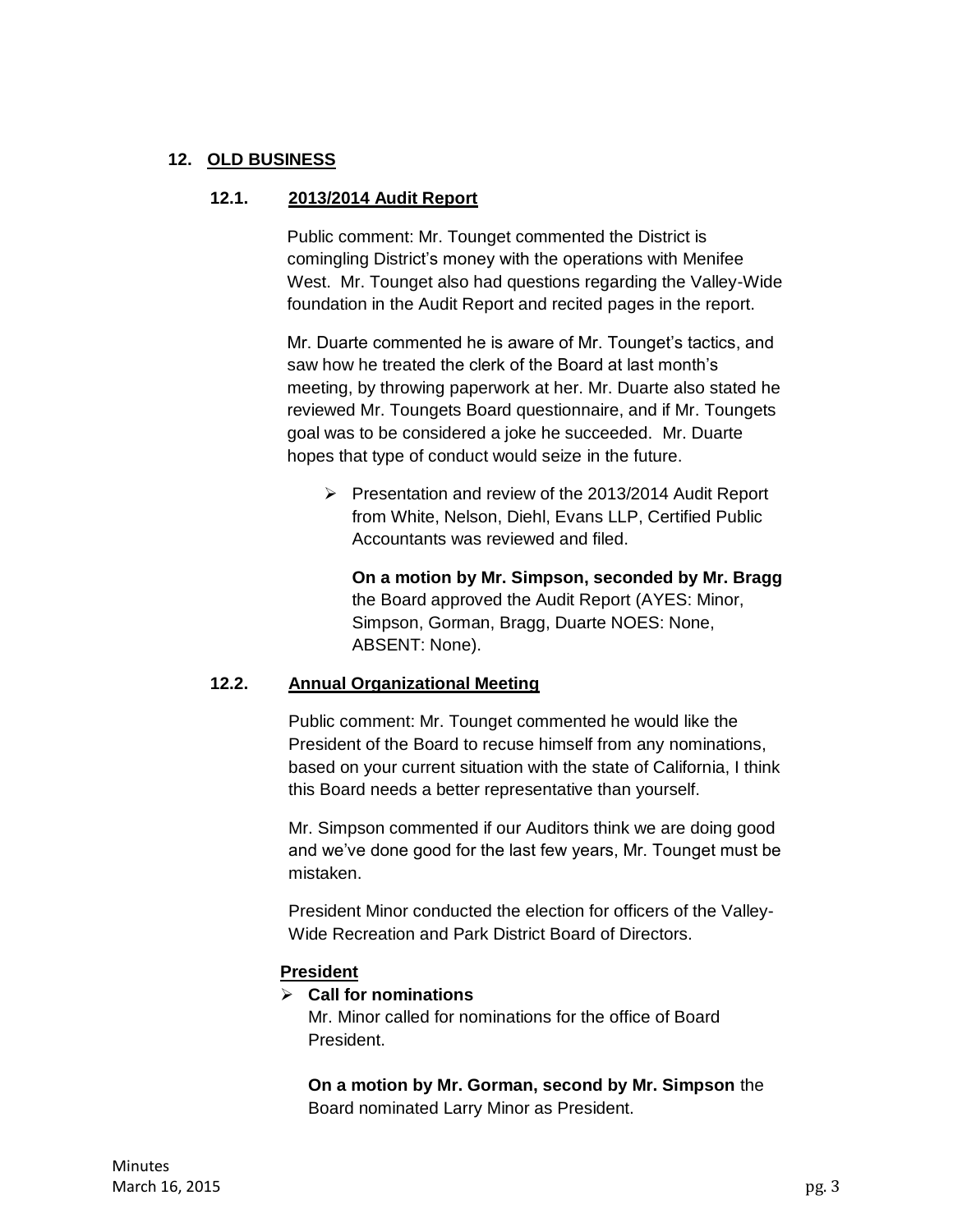## 12. OLD BUSINESS

### 12.1. 2013/2014 Audit Report

Public comment: Mr. Tounget commented the District is comingling District's money with the operations with Menifee West. Mr. Tounget also had questions regarding the Valley-Wide foundation in the Audit Report and recited pages in the report.

Mr. Duarte commented he is aware of Mr. Tounget's tactics, and saw how he treated the clerk of the Board at last month's meeting, by throwing paperwork at her. Mr. Duarte also stated he reviewed Mr. Toungets Board questionnaire, and if Mr. Toungets goal was to be considered a joke he succeeded. Mr. Duarte hopes that type of conduct would seize in the future.

- Presentation and review of the 2013/2014 Audit Report from White, Nelson, Diehl, Evans LLP, Certified Public Accountants was reviewed and filed.

  **On a motion by Mr. Simpson, seconded by Mr. Bragg** the Board approved the Audit Report (AYES: Minor, Simpson, Gorman, Bragg, Duarte NOES: None, ABSENT: None).

### 12.2. Annual Organizational Meeting

Public comment: Mr. Tounget commented he would like the President of the Board to recuse himself from any nominations, based on your current situation with the state of California, I think this Board needs a better representative than yourself.

Mr. Simpson commented if our Auditors think we are doing good and we've done good for the last few years, Mr. Tounget must be mistaken.

President Minor conducted the election for officers of the Valley-Wide Recreation and Park District Board of Directors.

**President**

- **Call for nominations**

  Mr. Minor called for nominations for the office of Board President.

  **On a motion by Mr. Gorman, second by Mr. Simpson** the Board nominated Larry Minor as President.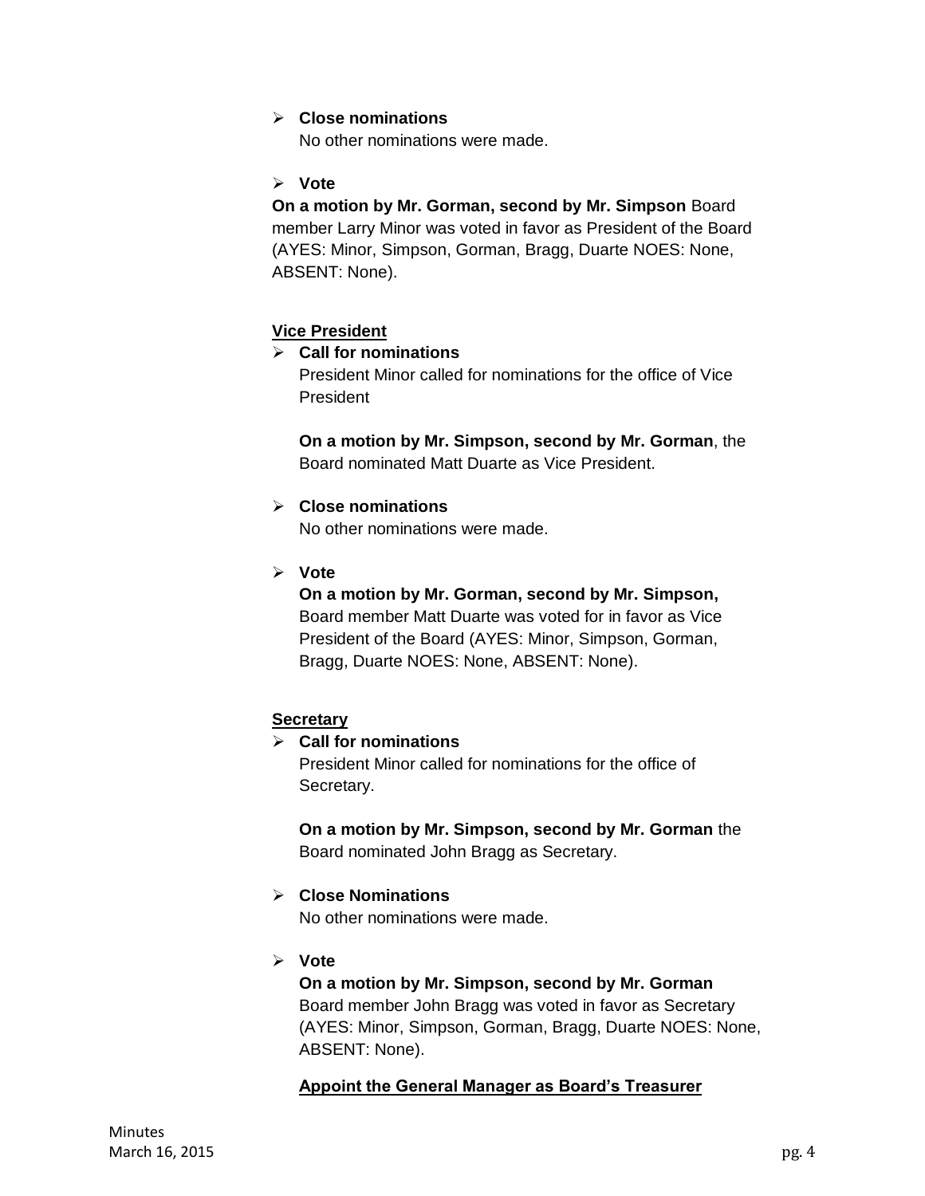- **Close nominations**
  No other nominations were made.

- **Vote**

**On a motion by Mr. Gorman, second by Mr. Simpson** Board member Larry Minor was voted in favor as President of the Board (AYES: Minor, Simpson, Gorman, Bragg, Duarte NOES: None, ABSENT: None).

**Vice President**

- **Call for nominations**
  President Minor called for nominations for the office of Vice President

  **On a motion by Mr. Simpson, second by Mr. Gorman**, the Board nominated Matt Duarte as Vice President.

- **Close nominations**
  No other nominations were made.

- **Vote**
  **On a motion by Mr. Gorman, second by Mr. Simpson,** Board member Matt Duarte was voted for in favor as Vice President of the Board (AYES: Minor, Simpson, Gorman, Bragg, Duarte NOES: None, ABSENT: None).

**Secretary**

- **Call for nominations**
  President Minor called for nominations for the office of Secretary.

  **On a motion by Mr. Simpson, second by Mr. Gorman** the Board nominated John Bragg as Secretary.

- **Close Nominations**
  No other nominations were made.

- **Vote**
  **On a motion by Mr. Simpson, second by Mr. Gorman** Board member John Bragg was voted in favor as Secretary (AYES: Minor, Simpson, Gorman, Bragg, Duarte NOES: None, ABSENT: None).

  **Appoint the General Manager as Board's Treasurer**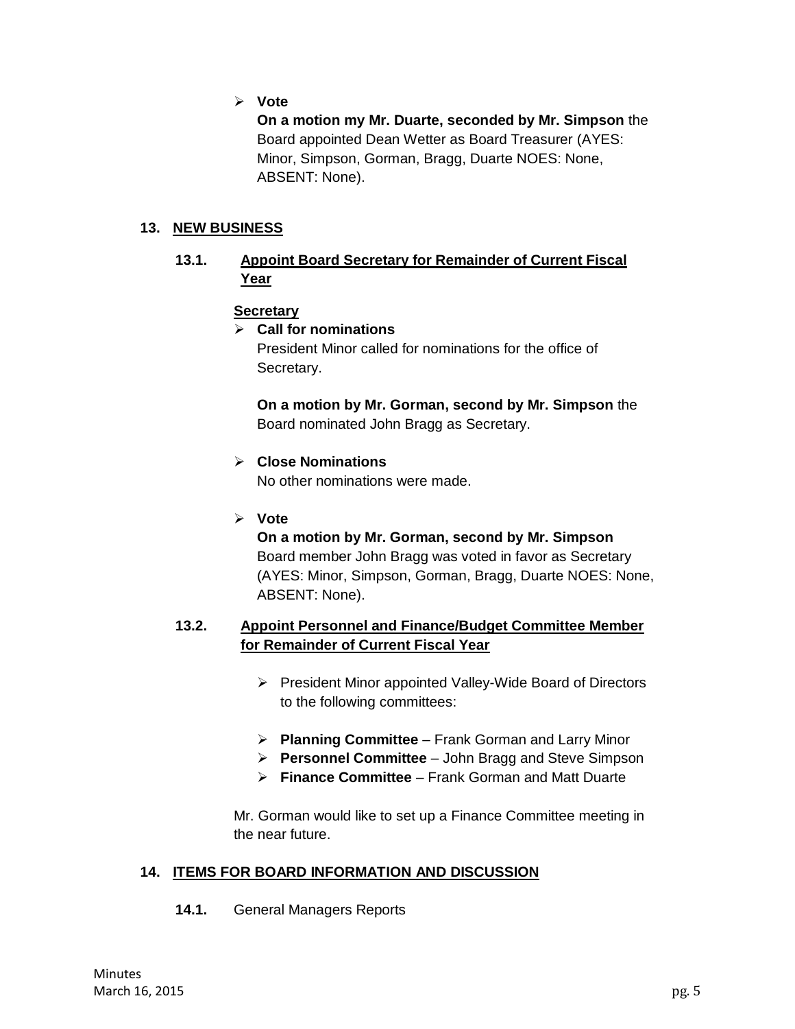- **Vote**

  **On a motion my Mr. Duarte, seconded by Mr. Simpson** the Board appointed Dean Wetter as Board Treasurer (AYES: Minor, Simpson, Gorman, Bragg, Duarte NOES: None, ABSENT: None).

## 13. NEW BUSINESS

### 13.1. Appoint Board Secretary for Remainder of Current Fiscal Year

**Secretary**

- **Call for nominations**

  President Minor called for nominations for the office of Secretary.

  **On a motion by Mr. Gorman, second by Mr. Simpson** the Board nominated John Bragg as Secretary.

- **Close Nominations**

  No other nominations were made.

- **Vote**

  **On a motion by Mr. Gorman, second by Mr. Simpson** Board member John Bragg was voted in favor as Secretary (AYES: Minor, Simpson, Gorman, Bragg, Duarte NOES: None, ABSENT: None).

### 13.2. Appoint Personnel and Finance/Budget Committee Member for Remainder of Current Fiscal Year

- President Minor appointed Valley-Wide Board of Directors to the following committees:

- **Planning Committee** – Frank Gorman and Larry Minor
- **Personnel Committee** – John Bragg and Steve Simpson
- **Finance Committee** – Frank Gorman and Matt Duarte

Mr. Gorman would like to set up a Finance Committee meeting in the near future.

## 14. ITEMS FOR BOARD INFORMATION AND DISCUSSION

**14.1.** General Managers Reports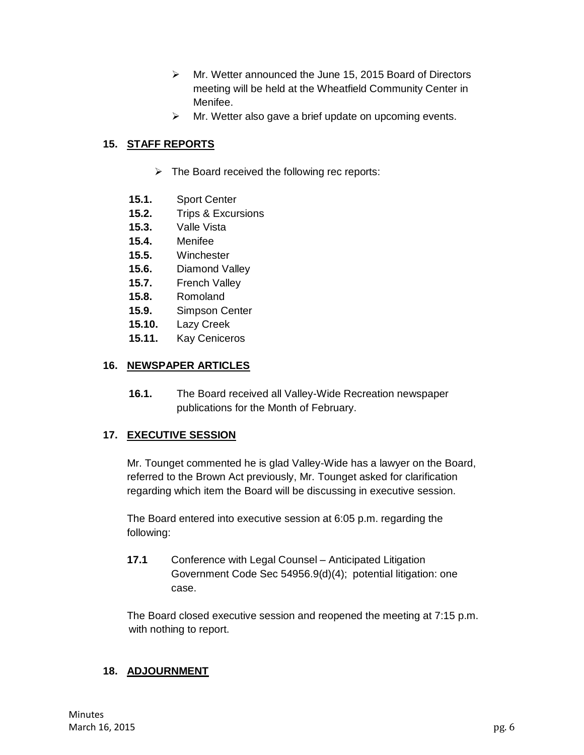- Mr. Wetter announced the June 15, 2015 Board of Directors meeting will be held at the Wheatfield Community Center in Menifee.
- Mr. Wetter also gave a brief update on upcoming events.

## 15. STAFF REPORTS

- The Board received the following rec reports:

**15.1.** Sport Center
**15.2.** Trips & Excursions
**15.3.** Valle Vista
**15.4.** Menifee
**15.5.** Winchester
**15.6.** Diamond Valley
**15.7.** French Valley
**15.8.** Romoland
**15.9.** Simpson Center
**15.10.** Lazy Creek
**15.11.** Kay Ceniceros

## 16. NEWSPAPER ARTICLES

**16.1.** The Board received all Valley-Wide Recreation newspaper publications for the Month of February.

## 17. EXECUTIVE SESSION

Mr. Tounget commented he is glad Valley-Wide has a lawyer on the Board, referred to the Brown Act previously, Mr. Tounget asked for clarification regarding which item the Board will be discussing in executive session.

The Board entered into executive session at 6:05 p.m. regarding the following:

**17.1** Conference with Legal Counsel – Anticipated Litigation Government Code Sec 54956.9(d)(4); potential litigation: one case.

The Board closed executive session and reopened the meeting at 7:15 p.m. with nothing to report.

## 18. ADJOURNMENT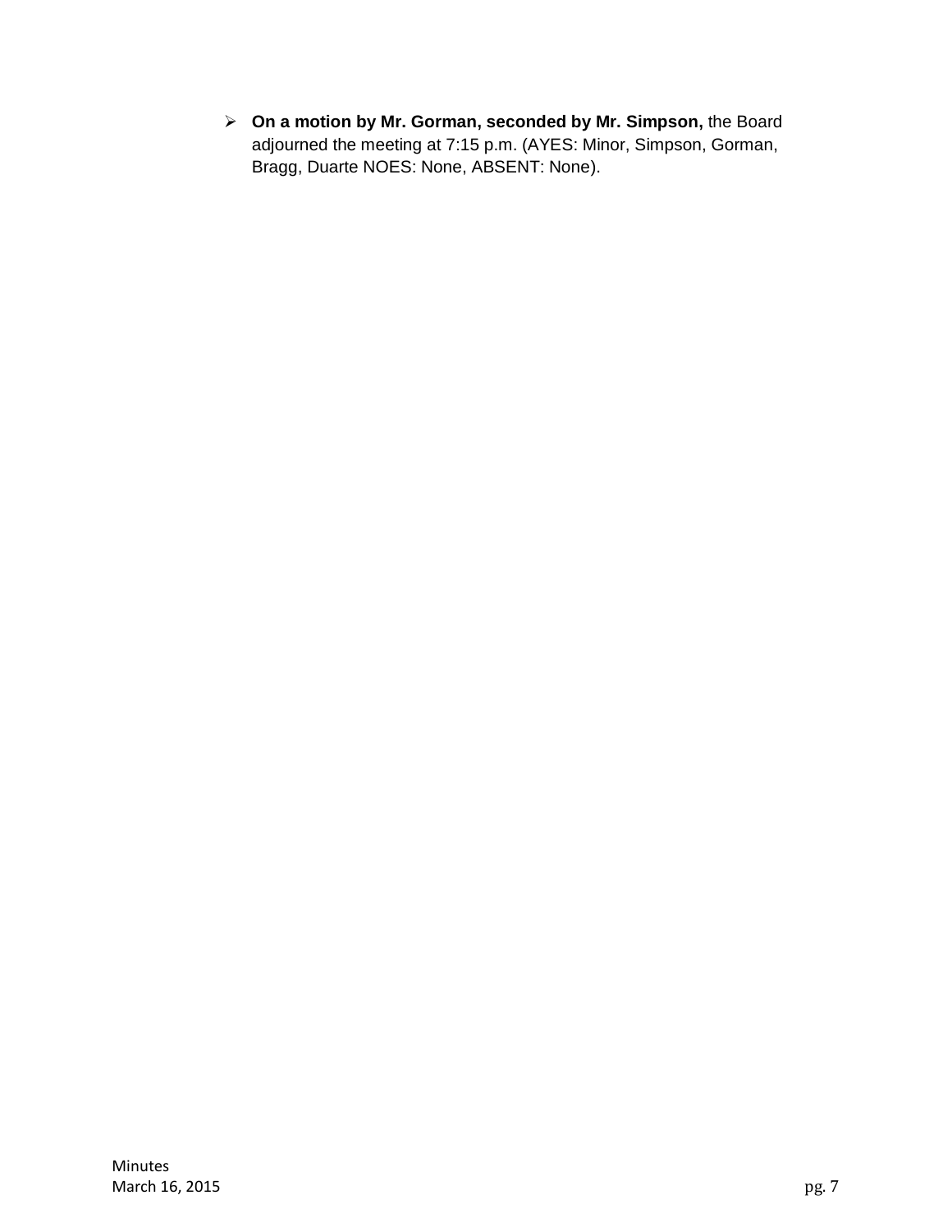- **On a motion by Mr. Gorman, seconded by Mr. Simpson,** the Board adjourned the meeting at 7:15 p.m. (AYES: Minor, Simpson, Gorman, Bragg, Duarte NOES: None, ABSENT: None).